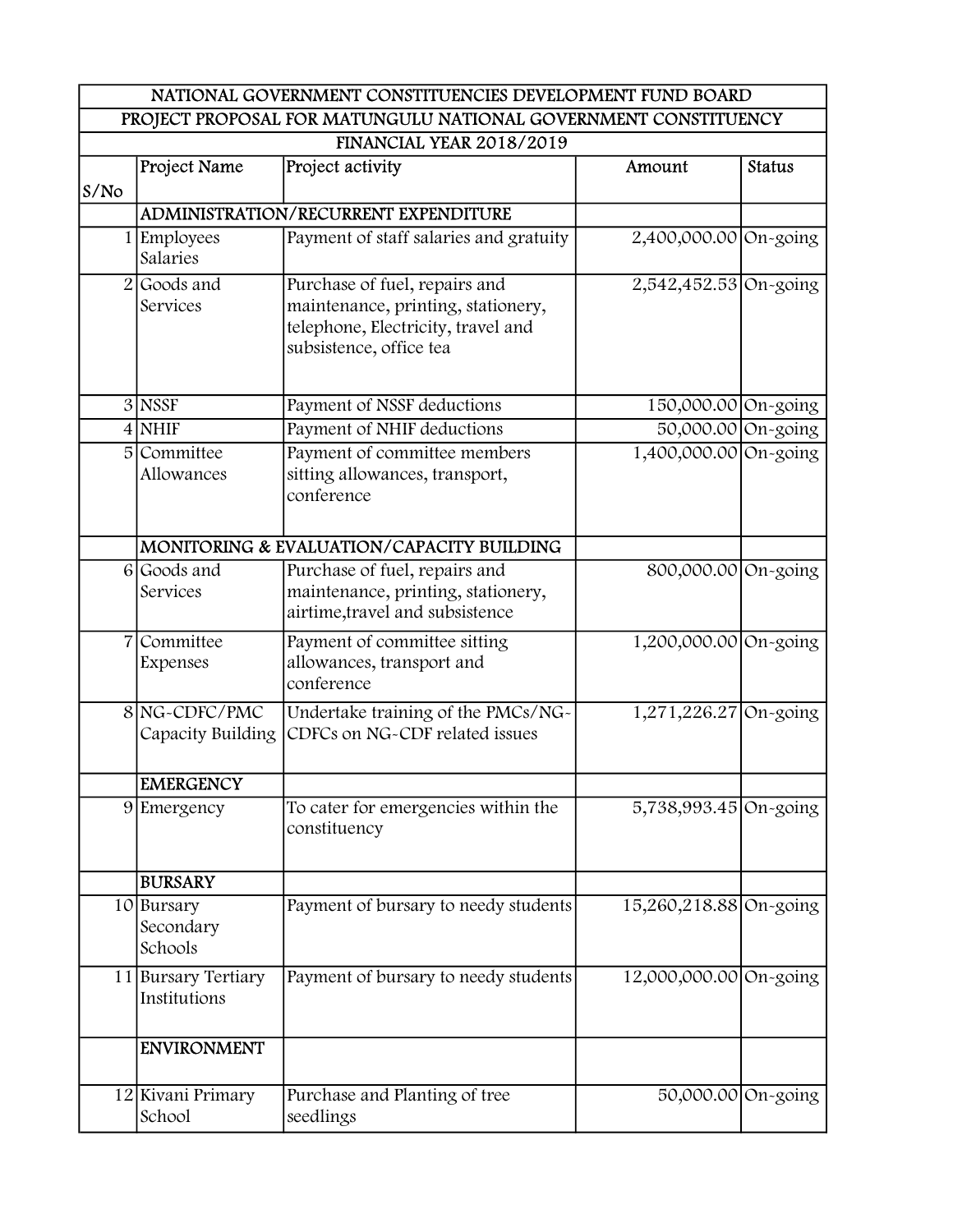| NATIONAL GOVERNMENT CONSTITUENCIES DEVELOPMENT FUND BOARD | | | | |
|---|---|---|---|---|
| PROJECT PROPOSAL FOR MATUNGULU NATIONAL GOVERNMENT CONSTITUENCY | | | | |
| FINANCIAL YEAR 2018/2019 | | | | |
| S/No | Project Name | Project activity | Amount | Status |
| | ADMINISTRATION/RECURRENT EXPENDITURE | | | |
| 1 | Employees Salaries | Payment of staff salaries and gratuity | 2,400,000.00 | On-going |
| 2 | Goods and Services | Purchase of fuel, repairs and maintenance, printing, stationery, telephone, Electricity, travel and subsistence, office tea | 2,542,452.53 | On-going |
| 3 | NSSF | Payment of NSSF deductions | 150,000.00 | On-going |
| 4 | NHIF | Payment of NHIF deductions | 50,000.00 | On-going |
| 5 | Committee Allowances | Payment of committee members sitting allowances, transport, conference | 1,400,000.00 | On-going |
| | MONITORING & EVALUATION/CAPACITY BUILDING | | | |
| 6 | Goods and Services | Purchase of fuel, repairs and maintenance, printing, stationery, airtime,travel and subsistence | 800,000.00 | On-going |
| 7 | Committee Expenses | Payment of committee sitting allowances, transport and conference | 1,200,000.00 | On-going |
| 8 | NG-CDFC/PMC Capacity Building | Undertake training of the PMCs/NG-CDFCs on NG-CDF related issues | 1,271,226.27 | On-going |
| | EMERGENCY | | | |
| 9 | Emergency | To cater for emergencies within the constituency | 5,738,993.45 | On-going |
| | BURSARY | | | |
| 10 | Bursary Secondary Schools | Payment of bursary to needy students | 15,260,218.88 | On-going |
| 11 | Bursary Tertiary Institutions | Payment of bursary to needy students | 12,000,000.00 | On-going |
| | ENVIRONMENT | | | |
| 12 | Kivani Primary School | Purchase and Planting of tree seedlings | 50,000.00 | On-going |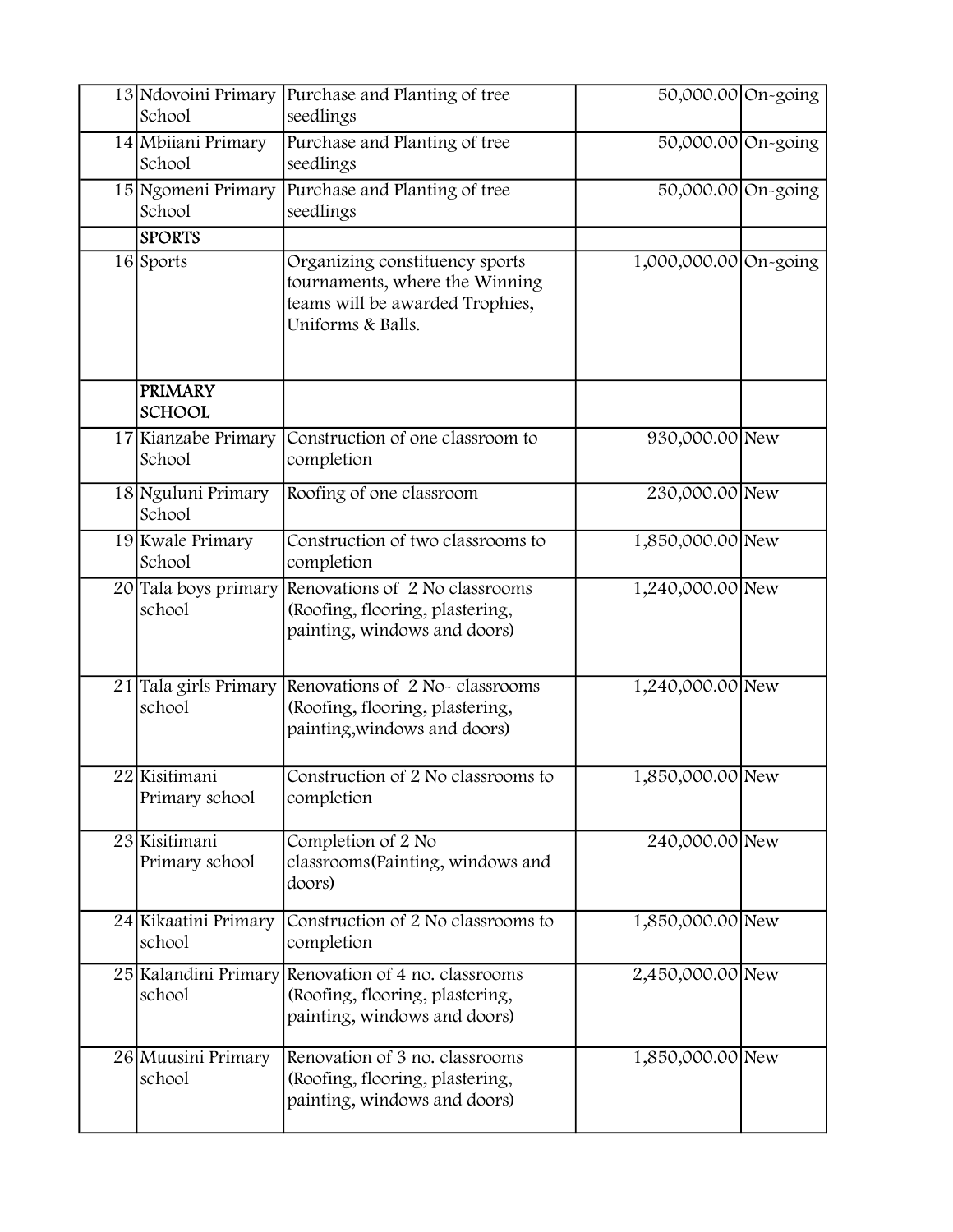| | | | | |
|---|---|---|---|---|
| 13 | Ndovoini Primary School | Purchase and Planting of tree seedlings | 50,000.00 | On-going |
| 14 | Mbiiani Primary School | Purchase and Planting of tree seedlings | 50,000.00 | On-going |
| 15 | Ngomeni Primary School | Purchase and Planting of tree seedlings | 50,000.00 | On-going |
| | **SPORTS** | | | |
| 16 | Sports | Organizing constituency sports tournaments, where the Winning teams will be awarded Trophies, Uniforms & Balls. | 1,000,000.00 | On-going |
| | **PRIMARY SCHOOL** | | | |
| 17 | Kianzabe Primary School | Construction of one classroom to completion | 930,000.00 | New |
| 18 | Nguluni Primary School | Roofing of one classroom | 230,000.00 | New |
| 19 | Kwale Primary School | Construction of two classrooms to completion | 1,850,000.00 | New |
| 20 | Tala boys primary school | Renovations of 2 No classrooms (Roofing, flooring, plastering, painting, windows and doors) | 1,240,000.00 | New |
| 21 | Tala girls Primary school | Renovations of 2 No- classrooms (Roofing, flooring, plastering, painting,windows and doors) | 1,240,000.00 | New |
| 22 | Kisitimani Primary school | Construction of 2 No classrooms to completion | 1,850,000.00 | New |
| 23 | Kisitimani Primary school | Completion of 2 No classrooms(Painting, windows and doors) | 240,000.00 | New |
| 24 | Kikaatini Primary school | Construction of 2 No classrooms to completion | 1,850,000.00 | New |
| 25 | Kalandini Primary school | Renovation of 4 no. classrooms (Roofing, flooring, plastering, painting, windows and doors) | 2,450,000.00 | New |
| 26 | Muusini Primary school | Renovation of 3 no. classrooms (Roofing, flooring, plastering, painting, windows and doors) | 1,850,000.00 | New |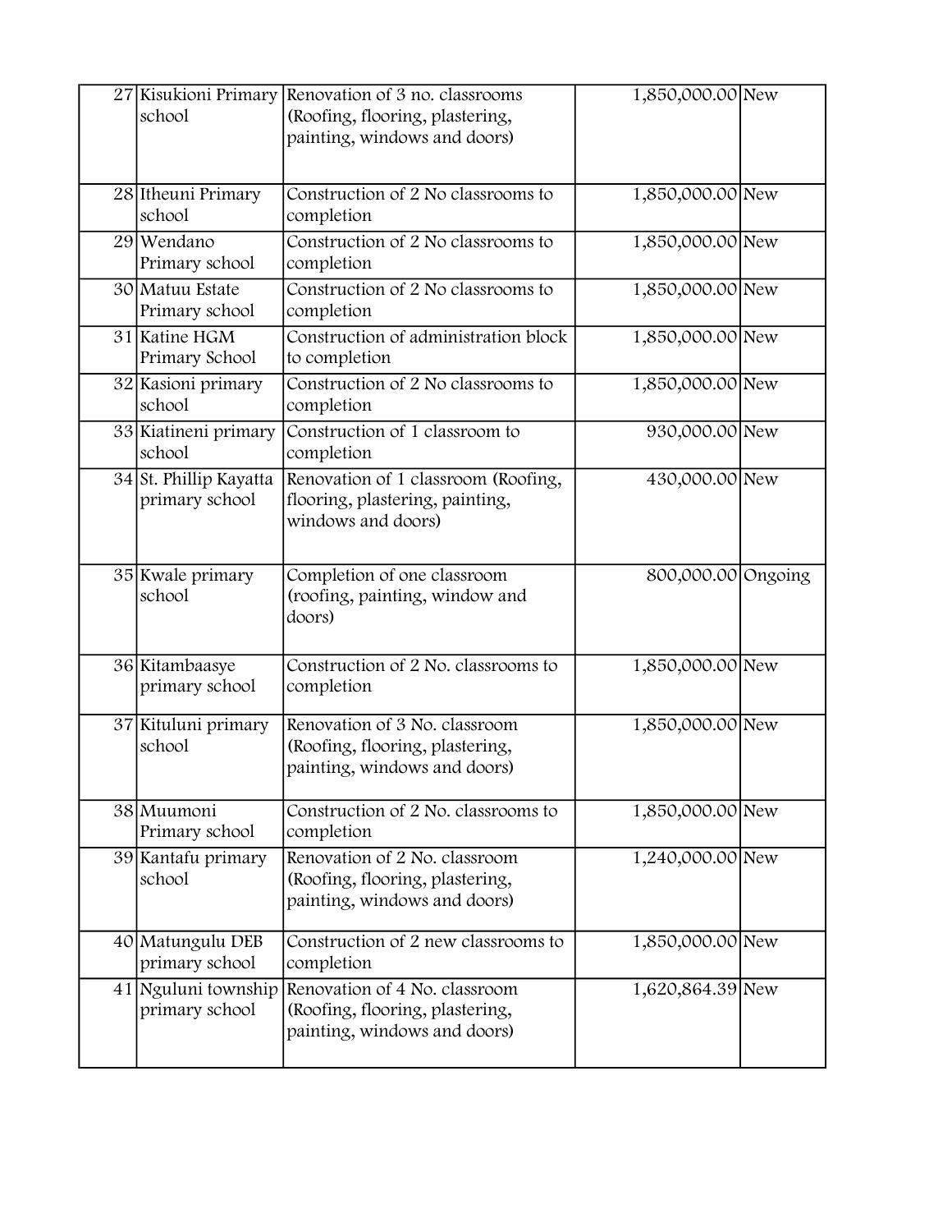| | | | | |
|---|---|---|---|---|
| 27 | Kisukioni Primary school | Renovation of 3 no. classrooms (Roofing, flooring, plastering, painting, windows and doors) | 1,850,000.00 | New |
| 28 | Itheuni Primary school | Construction of 2 No classrooms to completion | 1,850,000.00 | New |
| 29 | Wendano Primary school | Construction of 2 No classrooms to completion | 1,850,000.00 | New |
| 30 | Matuu Estate Primary school | Construction of 2 No classrooms to completion | 1,850,000.00 | New |
| 31 | Katine HGM Primary School | Construction of administration block to completion | 1,850,000.00 | New |
| 32 | Kasioni primary school | Construction of 2 No classrooms to completion | 1,850,000.00 | New |
| 33 | Kiatineni primary school | Construction of 1 classroom to completion | 930,000.00 | New |
| 34 | St. Phillip Kayatta primary school | Renovation of 1 classroom (Roofing, flooring, plastering, painting, windows and doors) | 430,000.00 | New |
| 35 | Kwale primary school | Completion of one classroom (roofing, painting, window and doors) | 800,000.00 | Ongoing |
| 36 | Kitambaasye primary school | Construction of 2 No. classrooms to completion | 1,850,000.00 | New |
| 37 | Kituluni primary school | Renovation of 3 No. classroom (Roofing, flooring, plastering, painting, windows and doors) | 1,850,000.00 | New |
| 38 | Muumoni Primary school | Construction of 2 No. classrooms to completion | 1,850,000.00 | New |
| 39 | Kantafu primary school | Renovation of 2 No. classroom (Roofing, flooring, plastering, painting, windows and doors) | 1,240,000.00 | New |
| 40 | Matungulu DEB primary school | Construction of 2 new classrooms to completion | 1,850,000.00 | New |
| 41 | Nguluni township primary school | Renovation of 4 No. classroom (Roofing, flooring, plastering, painting, windows and doors) | 1,620,864.39 | New |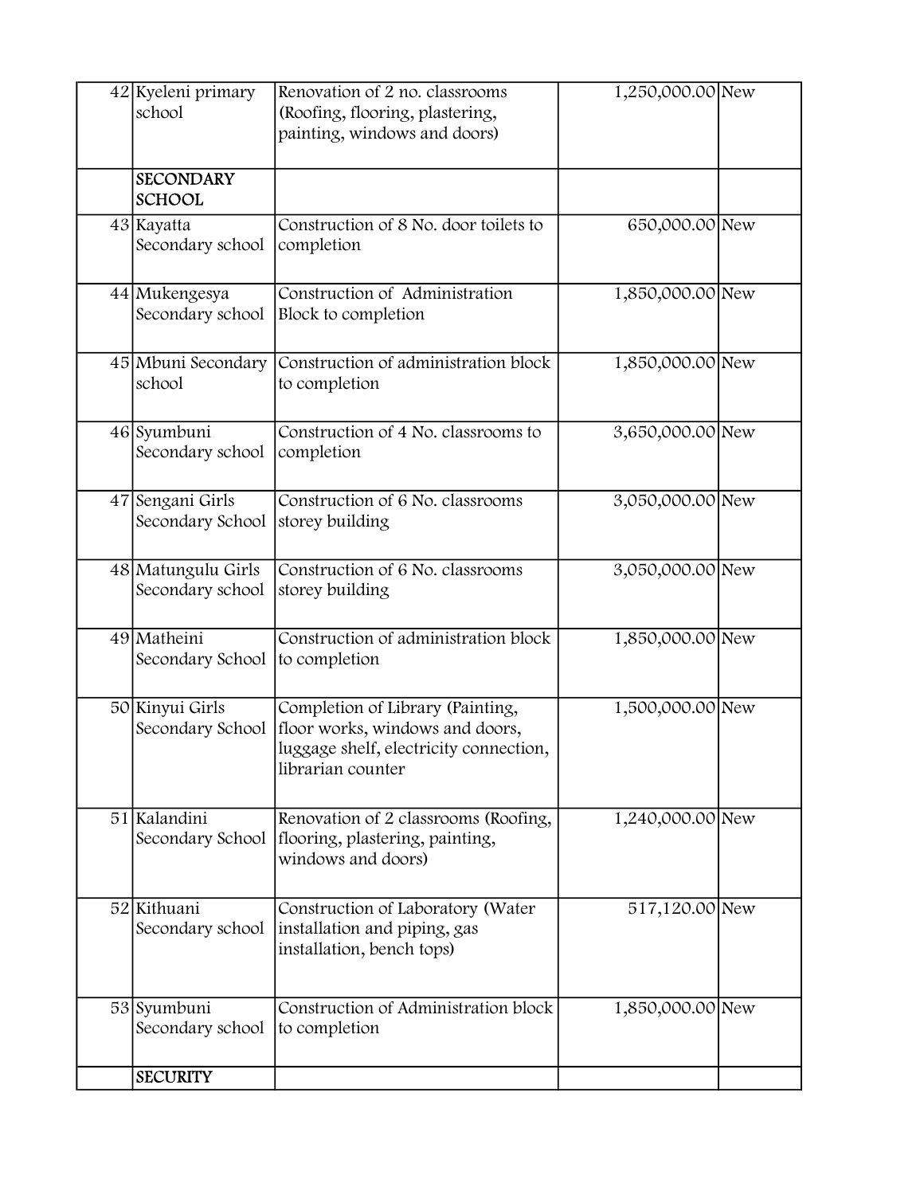| | | | | |
|---|---|---|---|---|
| 42 | Kyeleni primary school | Renovation of 2 no. classrooms (Roofing, flooring, plastering, painting, windows and doors) | 1,250,000.00 | New |
| | **SECONDARY SCHOOL** | | | |
| 43 | Kayatta Secondary school | Construction of 8 No. door toilets to completion | 650,000.00 | New |
| 44 | Mukengesya Secondary school | Construction of Administration Block to completion | 1,850,000.00 | New |
| 45 | Mbuni Secondary school | Construction of administration block to completion | 1,850,000.00 | New |
| 46 | Syumbuni Secondary school | Construction of 4 No. classrooms to completion | 3,650,000.00 | New |
| 47 | Sengani Girls Secondary School | Construction of 6 No. classrooms storey building | 3,050,000.00 | New |
| 48 | Matungulu Girls Secondary school | Construction of 6 No. classrooms storey building | 3,050,000.00 | New |
| 49 | Matheini Secondary School | Construction of administration block to completion | 1,850,000.00 | New |
| 50 | Kinyui Girls Secondary School | Completion of Library (Painting, floor works, windows and doors, luggage shelf, electricity connection, librarian counter | 1,500,000.00 | New |
| 51 | Kalandini Secondary School | Renovation of 2 classrooms (Roofing, flooring, plastering, painting, windows and doors) | 1,240,000.00 | New |
| 52 | Kithuani Secondary school | Construction of Laboratory (Water installation and piping, gas installation, bench tops) | 517,120.00 | New |
| 53 | Syumbuni Secondary school | Construction of Administration block to completion | 1,850,000.00 | New |
| | **SECURITY** | | | |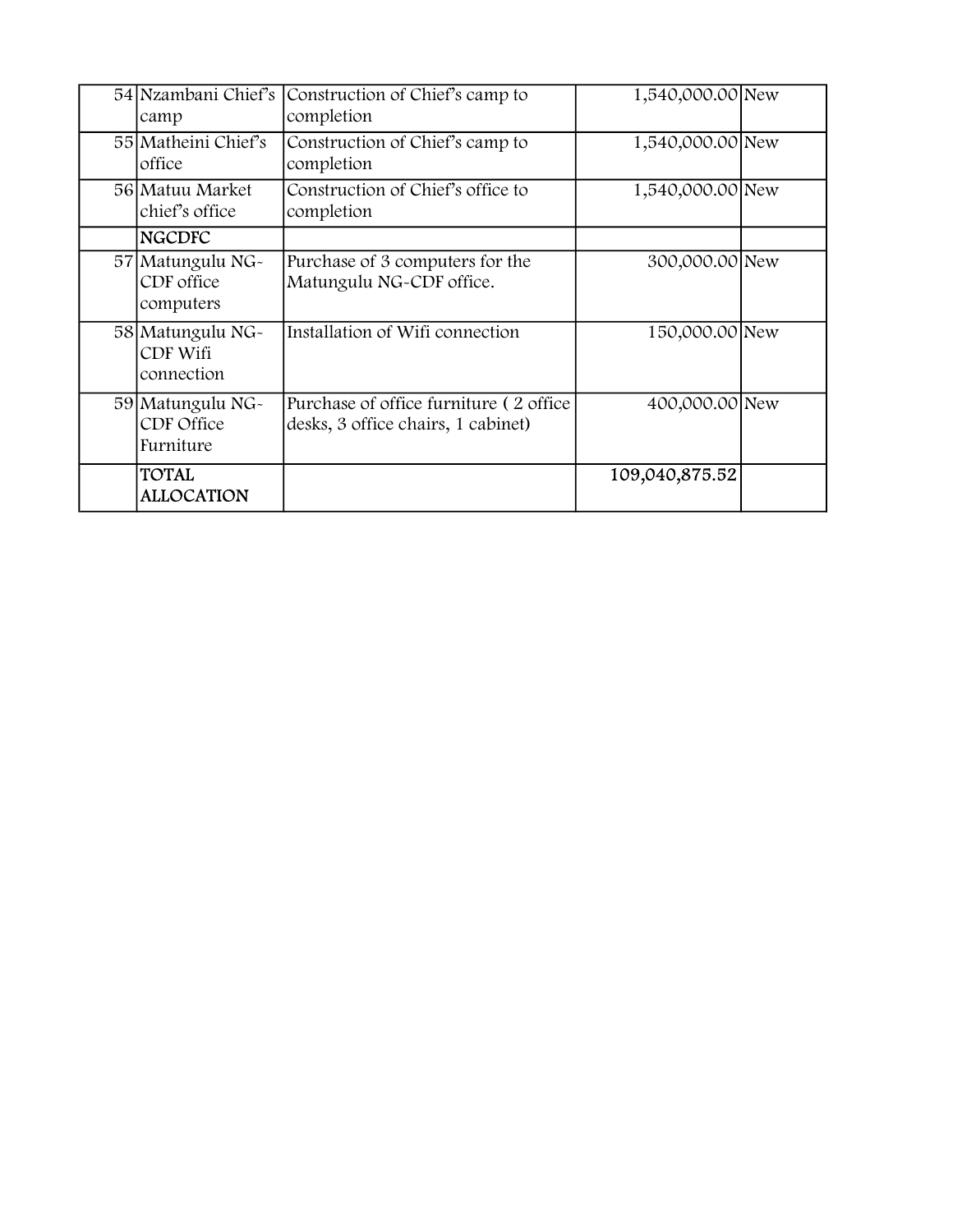| | | | | |
|---|---|---|---|---|
| 54 | Nzambani Chief's camp | Construction of Chief's camp to completion | 1,540,000.00 | New |
| 55 | Matheini Chief's office | Construction of Chief's camp to completion | 1,540,000.00 | New |
| 56 | Matuu Market chief's office | Construction of Chief's office to completion | 1,540,000.00 | New |
| | **NGCDFC** | | | |
| 57 | Matungulu NG-CDF office computers | Purchase of 3 computers for the Matungulu NG-CDF office. | 300,000.00 | New |
| 58 | Matungulu NG-CDF Wifi connection | Installation of Wifi connection | 150,000.00 | New |
| 59 | Matungulu NG-CDF Office Furniture | Purchase of office furniture ( 2 office desks, 3 office chairs, 1 cabinet) | 400,000.00 | New |
| | **TOTAL ALLOCATION** | | **109,040,875.52** | |